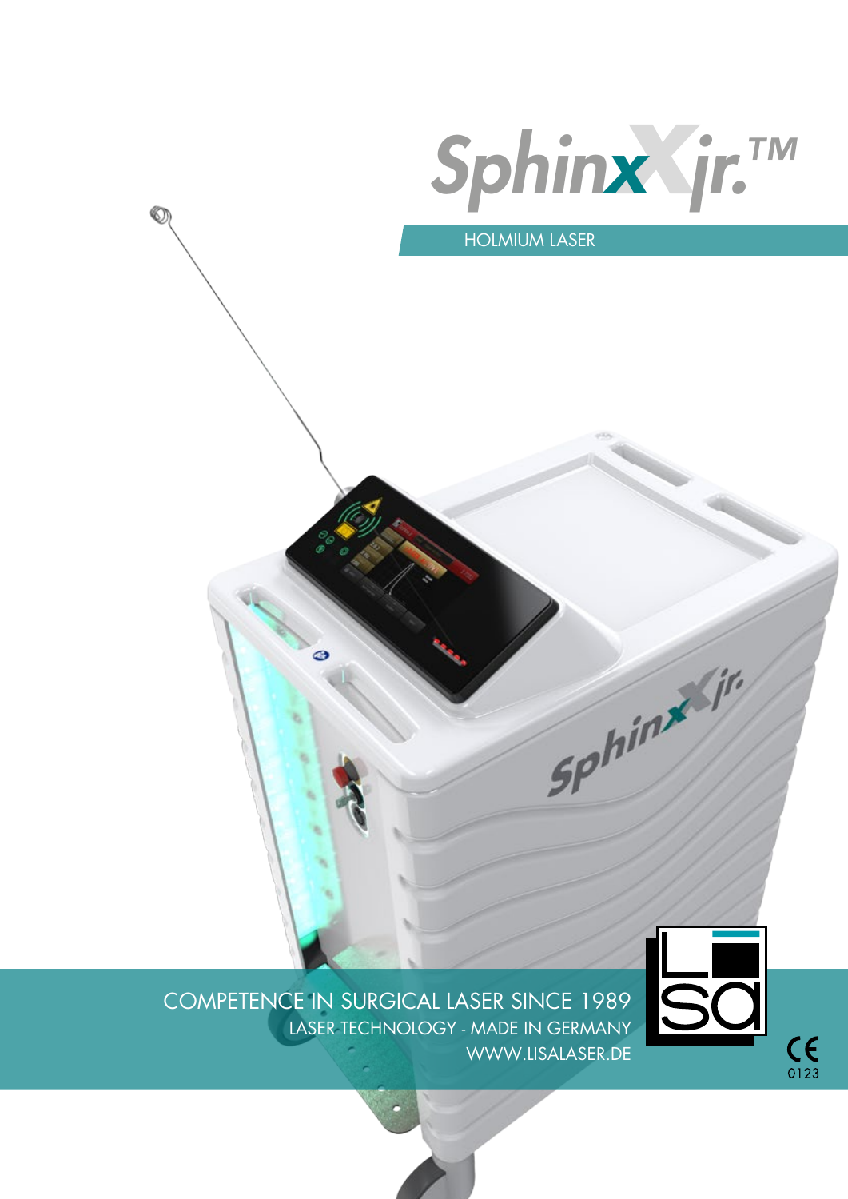# SphinX jr.™

## HOLMIUM LASER

COMPETENCE IN SURGICAL LASER SINCE 1989

LASER TECHNOLOGY - MADE IN GERMANY

WWW.LISALASER.DE

CE 0123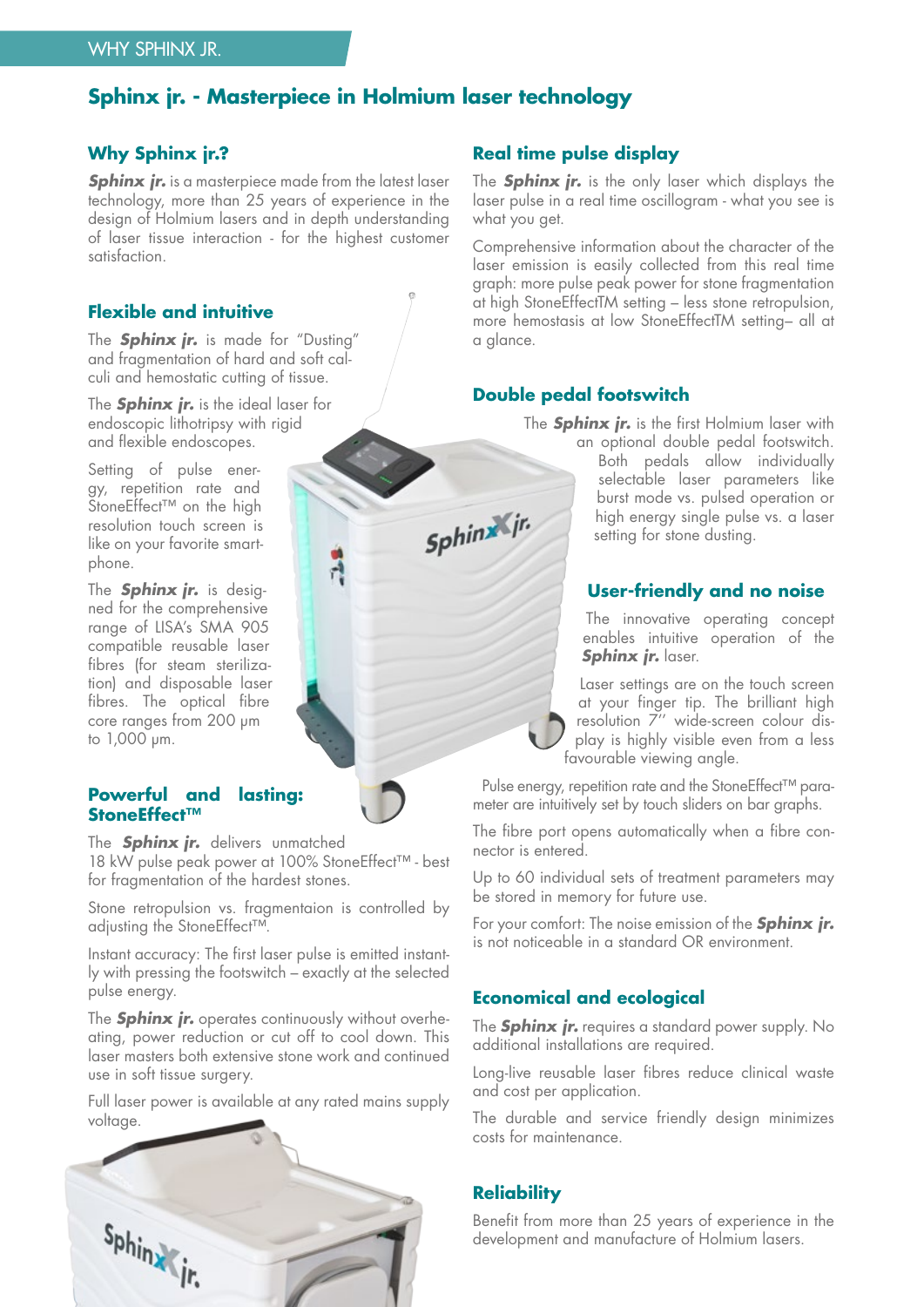WHY SPHINX JR.

# Sphinx jr. - Masterpiece in Holmium laser technology

## Why Sphinx jr.?

***Sphinx jr.*** is a masterpiece made from the latest laser technology, more than 25 years of experience in the design of Holmium lasers and in depth understanding of laser tissue interaction - for the highest customer satisfaction.

## Flexible and intuitive

The ***Sphinx jr.*** is made for "Dusting" and fragmentation of hard and soft calculi and hemostatic cutting of tissue.

The ***Sphinx jr.*** is the ideal laser for endoscopic lithotripsy with rigid and flexible endoscopes.

Setting of pulse energy, repetition rate and StoneEffect™ on the high resolution touch screen is like on your favorite smartphone.

The ***Sphinx jr.*** is designed for the comprehensive range of LISA's SMA 905 compatible reusable laser fibres (for steam sterilization) and disposable laser fibres. The optical fibre core ranges from 200 µm to 1,000 µm.

## Powerful and lasting: StoneEffect™

The ***Sphinx jr.*** delivers unmatched 18 kW pulse peak power at 100% StoneEffect™ - best for fragmentation of the hardest stones.

Stone retropulsion vs. fragmentaion is controlled by adjusting the StoneEffect™.

Instant accuracy: The first laser pulse is emitted instantly with pressing the footswitch – exactly at the selected pulse energy.

The ***Sphinx jr.*** operates continuously without overheating, power reduction or cut off to cool down. This laser masters both extensive stone work and continued use in soft tissue surgery.

Full laser power is available at any rated mains supply voltage.

## Real time pulse display

The ***Sphinx jr.*** is the only laser which displays the laser pulse in a real time oscillogram - what you see is what you get.

Comprehensive information about the character of the laser emission is easily collected from this real time graph: more pulse peak power for stone fragmentation at high StoneEffectTM setting – less stone retropulsion, more hemostasis at low StoneEffectTM setting– all at a glance.

## Double pedal footswitch

The ***Sphinx jr.*** is the first Holmium laser with an optional double pedal footswitch. Both pedals allow individually selectable laser parameters like burst mode vs. pulsed operation or high energy single pulse vs. a laser setting for stone dusting.

## User-friendly and no noise

The innovative operating concept enables intuitive operation of the ***Sphinx jr.*** laser.

Laser settings are on the touch screen at your finger tip. The brilliant high resolution 7'' wide-screen colour display is highly visible even from a less favourable viewing angle.

Pulse energy, repetition rate and the StoneEffect™ parameter are intuitively set by touch sliders on bar graphs.

The fibre port opens automatically when a fibre connector is entered.

Up to 60 individual sets of treatment parameters may be stored in memory for future use.

For your comfort: The noise emission of the ***Sphinx jr.*** is not noticeable in a standard OR environment.

## Economical and ecological

The ***Sphinx jr.*** requires a standard power supply. No additional installations are required.

Long-live reusable laser fibres reduce clinical waste and cost per application.

The durable and service friendly design minimizes costs for maintenance.

## Reliability

Benefit from more than 25 years of experience in the development and manufacture of Holmium lasers.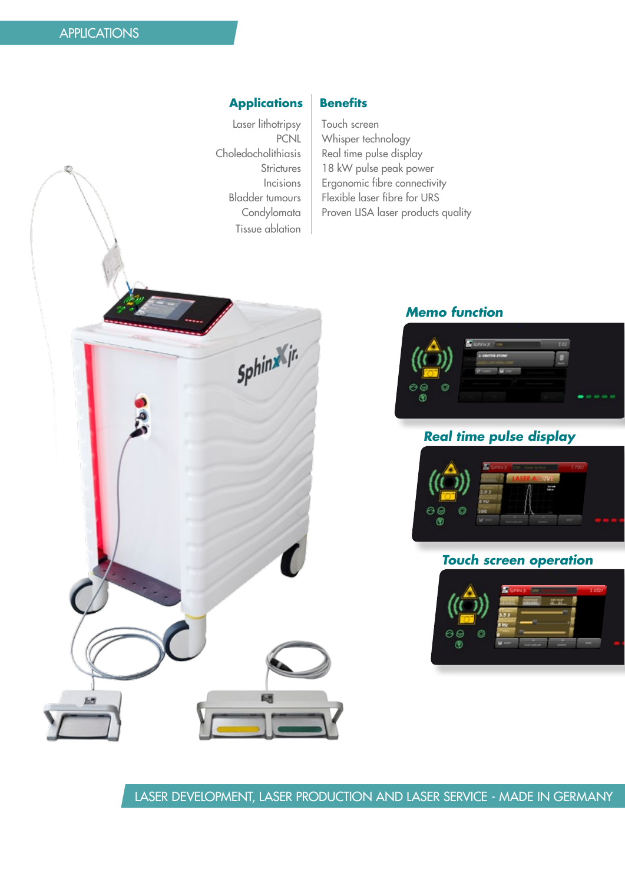## APPLICATIONS

| Applications | Benefits |
| --- | --- |
| Laser lithotripsy | Touch screen |
| PCNL | Whisper technology |
| Choledocholithiasis | Real time pulse display |
| Strictures | 18 kW pulse peak power |
| Incisions | Ergonomic fibre connectivity |
| Bladder tumours | Flexible laser fibre for URS |
| Condylomata | Proven LISA laser products quality |
| Tissue ablation | |

### *Memo function*

### *Real time pulse display*

### *Touch screen operation*

LASER DEVELOPMENT, LASER PRODUCTION AND LASER SERVICE - MADE IN GERMANY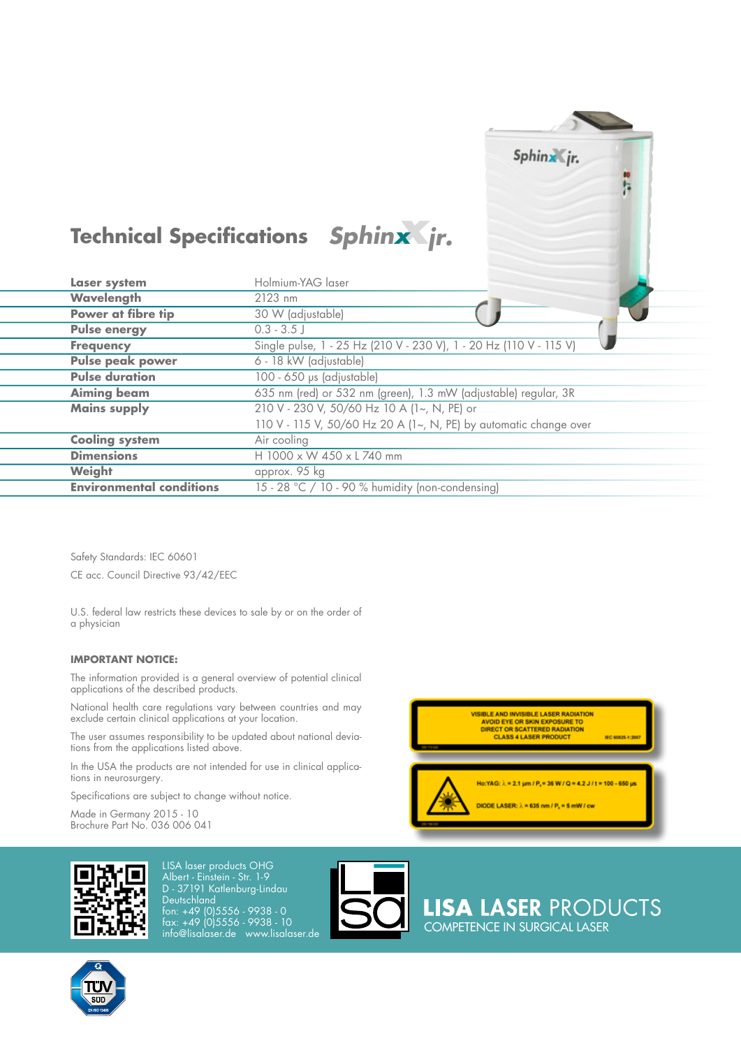# Technical Specifications Sphinx jr.

| | |
|---|---|
| **Laser system** | Holmium-YAG laser |
| **Wavelength** | 2123 nm |
| **Power at fibre tip** | 30 W (adjustable) |
| **Pulse energy** | 0.3 - 3.5 J |
| **Frequency** | Single pulse, 1 - 25 Hz (210 V - 230 V), 1 - 20 Hz (110 V - 115 V) |
| **Pulse peak power** | 6 - 18 kW (adjustable) |
| **Pulse duration** | 100 - 650 µs (adjustable) |
| **Aiming beam** | 635 nm (red) or 532 nm (green), 1.3 mW (adjustable) regular, 3R |
| **Mains supply** | 210 V - 230 V, 50/60 Hz 10 A (1~, N, PE) or<br>110 V - 115 V, 50/60 Hz 20 A (1~, N, PE) by automatic change over |
| **Cooling system** | Air cooling |
| **Dimensions** | H 1000 x W 450 x L 740 mm |
| **Weight** | approx. 95 kg |
| **Environmental conditions** | 15 - 28 °C / 10 - 90 % humidity (non-condensing) |

Safety Standards: IEC 60601

CE acc. Council Directive 93/42/EEC

U.S. federal law restricts these devices to sale by or on the order of a physician

**IMPORTANT NOTICE:**

The information provided is a general overview of potential clinical applications of the described products.

National health care regulations vary between countries and may exclude certain clinical applications at your location.

The user assumes responsibility to be updated about national deviations from the applications listed above.

In the USA the products are not intended for use in clinical applications in neurosurgery.

Specifications are subject to change without notice.

Made in Germany 2015 - 10
Brochure Part No. 036 006 041

VISIBLE AND INVISIBLE LASER RADIATION
AVOID EYE OR SKIN EXPOSURE TO
DIRECT OR SCATTERED RADIATION
CLASS 4 LASER PRODUCT
IEC 60825-1:2007

Ho:YAG: λ = 2.1 µm / P₀ = 36 W / Q = 4.2 J / t = 100 - 650 µs

DIODE LASER: λ = 635 nm / P₀ = 5 mW / cw

LISA laser products OHG
Albert - Einstein - Str. 1-9
D - 37191 Katlenburg-Lindau
Deutschland
fon: +49 (0)5556 - 9938 - 0
fax: +49 (0)5556 - 9938 - 10
info@lisalaser.de www.lisalaser.de

**LISA LASER** PRODUCTS
COMPETENCE IN SURGICAL LASER